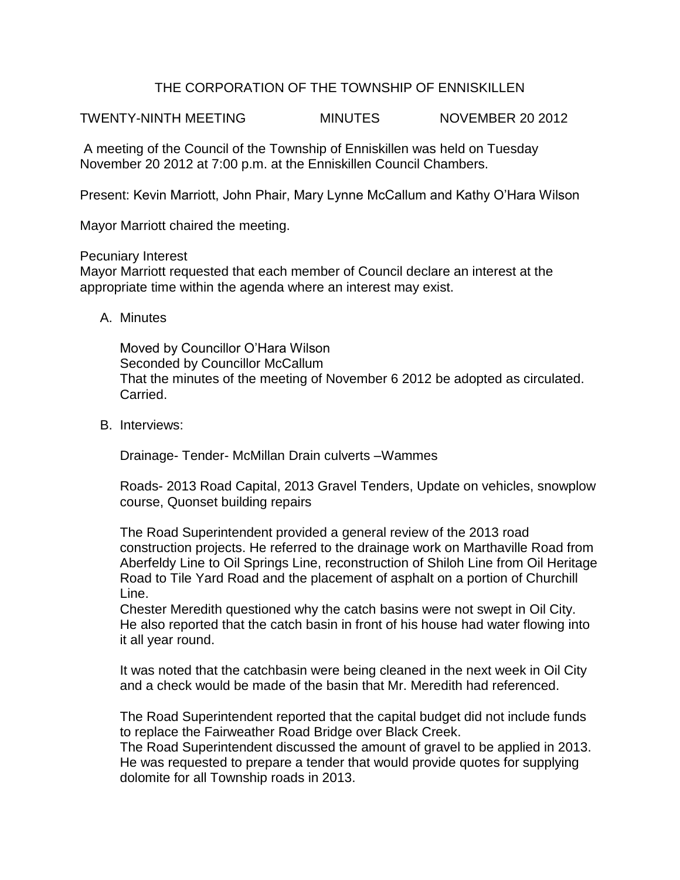# THE CORPORATION OF THE TOWNSHIP OF ENNISKILLEN

TWENTY-NINTH MEETING MINUTES NOVEMBER 20 2012

A meeting of the Council of the Township of Enniskillen was held on Tuesday November 20 2012 at 7:00 p.m. at the Enniskillen Council Chambers.

Present: Kevin Marriott, John Phair, Mary Lynne McCallum and Kathy O'Hara Wilson

Mayor Marriott chaired the meeting.

Pecuniary Interest

Mayor Marriott requested that each member of Council declare an interest at the appropriate time within the agenda where an interest may exist.

A. Minutes

   Moved by Councillor O'Hara Wilson
   Seconded by Councillor McCallum
   That the minutes of the meeting of November 6 2012 be adopted as circulated.
   Carried.

B. Interviews:

   Drainage- Tender- McMillan Drain culverts –Wammes

   Roads- 2013 Road Capital, 2013 Gravel Tenders, Update on vehicles, snowplow course, Quonset building repairs

   The Road Superintendent provided a general review of the 2013 road construction projects. He referred to the drainage work on Marthaville Road from Aberfeldy Line to Oil Springs Line, reconstruction of Shiloh Line from Oil Heritage Road to Tile Yard Road and the placement of asphalt on a portion of Churchill Line.
   Chester Meredith questioned why the catch basins were not swept in Oil City. He also reported that the catch basin in front of his house had water flowing into it all year round.

   It was noted that the catchbasin were being cleaned in the next week in Oil City and a check would be made of the basin that Mr. Meredith had referenced.

   The Road Superintendent reported that the capital budget did not include funds to replace the Fairweather Road Bridge over Black Creek.
   The Road Superintendent discussed the amount of gravel to be applied in 2013. He was requested to prepare a tender that would provide quotes for supplying dolomite for all Township roads in 2013.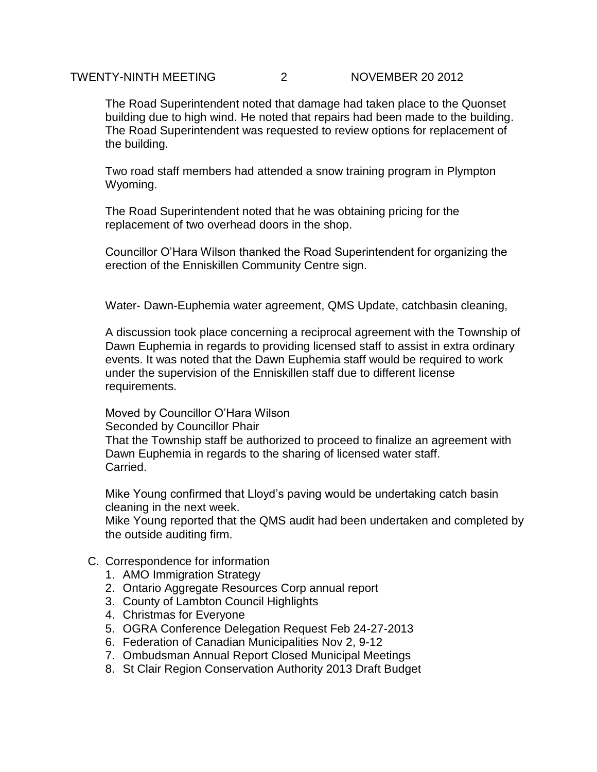The Road Superintendent noted that damage had taken place to the Quonset building due to high wind. He noted that repairs had been made to the building. The Road Superintendent was requested to review options for replacement of the building.

Two road staff members had attended a snow training program in Plympton Wyoming.

The Road Superintendent noted that he was obtaining pricing for the replacement of two overhead doors in the shop.

Councillor O'Hara Wilson thanked the Road Superintendent for organizing the erection of the Enniskillen Community Centre sign.

Water- Dawn-Euphemia water agreement, QMS Update, catchbasin cleaning,

A discussion took place concerning a reciprocal agreement with the Township of Dawn Euphemia in regards to providing licensed staff to assist in extra ordinary events. It was noted that the Dawn Euphemia staff would be required to work under the supervision of the Enniskillen staff due to different license requirements.

Moved by Councillor O'Hara Wilson
Seconded by Councillor Phair
That the Township staff be authorized to proceed to finalize an agreement with Dawn Euphemia in regards to the sharing of licensed water staff.
Carried.

Mike Young confirmed that Lloyd's paving would be undertaking catch basin cleaning in the next week.
Mike Young reported that the QMS audit had been undertaken and completed by the outside auditing firm.

C. Correspondence for information
   1. AMO Immigration Strategy
   2. Ontario Aggregate Resources Corp annual report
   3. County of Lambton Council Highlights
   4. Christmas for Everyone
   5. OGRA Conference Delegation Request Feb 24-27-2013
   6. Federation of Canadian Municipalities Nov 2, 9-12
   7. Ombudsman Annual Report Closed Municipal Meetings
   8. St Clair Region Conservation Authority 2013 Draft Budget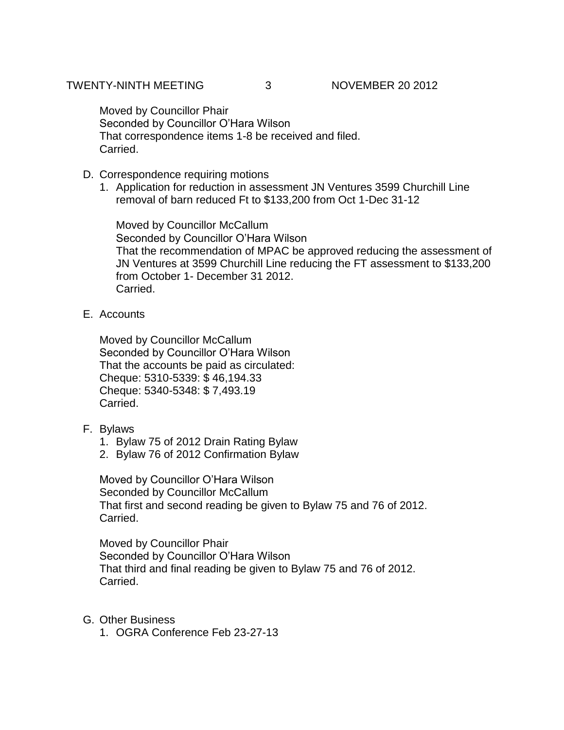Moved by Councillor Phair
Seconded by Councillor O'Hara Wilson
That correspondence items 1-8 be received and filed.
Carried.

D. Correspondence requiring motions

1. Application for reduction in assessment JN Ventures 3599 Churchill Line removal of barn reduced Ft to $133,200 from Oct 1-Dec 31-12

   Moved by Councillor McCallum
   Seconded by Councillor O'Hara Wilson
   That the recommendation of MPAC be approved reducing the assessment of JN Ventures at 3599 Churchill Line reducing the FT assessment to $133,200 from October 1- December 31 2012.
   Carried.

E. Accounts

Moved by Councillor McCallum
Seconded by Councillor O'Hara Wilson
That the accounts be paid as circulated:
Cheque: 5310-5339: $ 46,194.33
Cheque: 5340-5348: $ 7,493.19
Carried.

F. Bylaws

1. Bylaw 75 of 2012 Drain Rating Bylaw
2. Bylaw 76 of 2012 Confirmation Bylaw

Moved by Councillor O'Hara Wilson
Seconded by Councillor McCallum
That first and second reading be given to Bylaw 75 and 76 of 2012.
Carried.

Moved by Councillor Phair
Seconded by Councillor O'Hara Wilson
That third and final reading be given to Bylaw 75 and 76 of 2012.
Carried.

G. Other Business

1. OGRA Conference Feb 23-27-13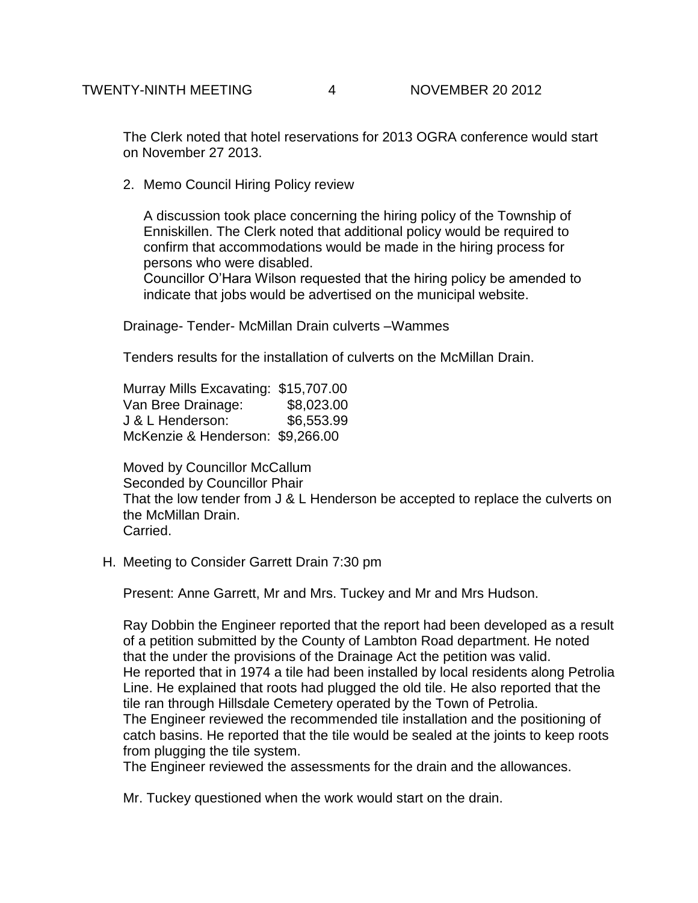The Clerk noted that hotel reservations for 2013 OGRA conference would start on November 27 2013.

2. Memo Council Hiring Policy review

   A discussion took place concerning the hiring policy of the Township of Enniskillen. The Clerk noted that additional policy would be required to confirm that accommodations would be made in the hiring process for persons who were disabled.
   Councillor O'Hara Wilson requested that the hiring policy be amended to indicate that jobs would be advertised on the municipal website.

Drainage- Tender- McMillan Drain culverts –Wammes

Tenders results for the installation of culverts on the McMillan Drain.

Murray Mills Excavating: $15,707.00
Van Bree Drainage: $8,023.00
J & L Henderson: $6,553.99
McKenzie & Henderson: $9,266.00

Moved by Councillor McCallum
Seconded by Councillor Phair
That the low tender from J & L Henderson be accepted to replace the culverts on the McMillan Drain.
Carried.

H. Meeting to Consider Garrett Drain 7:30 pm

Present: Anne Garrett, Mr and Mrs. Tuckey and Mr and Mrs Hudson.

Ray Dobbin the Engineer reported that the report had been developed as a result of a petition submitted by the County of Lambton Road department. He noted that the under the provisions of the Drainage Act the petition was valid.
He reported that in 1974 a tile had been installed by local residents along Petrolia Line. He explained that roots had plugged the old tile. He also reported that the tile ran through Hillsdale Cemetery operated by the Town of Petrolia.
The Engineer reviewed the recommended tile installation and the positioning of catch basins. He reported that the tile would be sealed at the joints to keep roots from plugging the tile system.
The Engineer reviewed the assessments for the drain and the allowances.

Mr. Tuckey questioned when the work would start on the drain.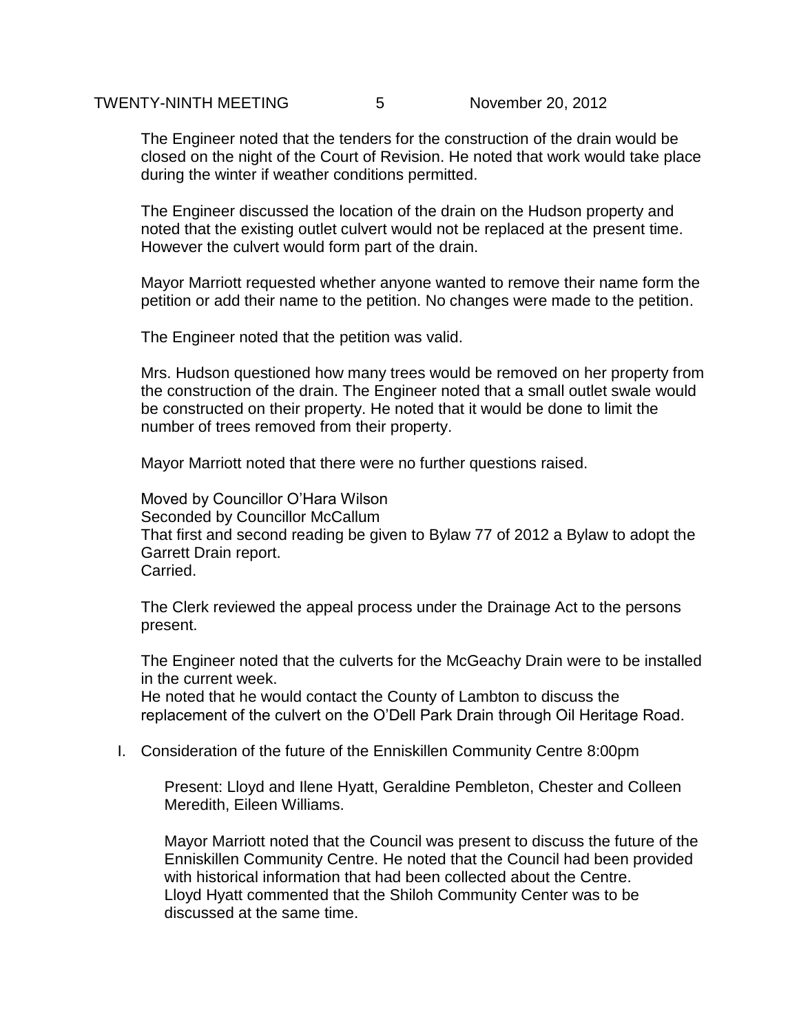The Engineer noted that the tenders for the construction of the drain would be closed on the night of the Court of Revision. He noted that work would take place during the winter if weather conditions permitted.

The Engineer discussed the location of the drain on the Hudson property and noted that the existing outlet culvert would not be replaced at the present time. However the culvert would form part of the drain.

Mayor Marriott requested whether anyone wanted to remove their name form the petition or add their name to the petition. No changes were made to the petition.

The Engineer noted that the petition was valid.

Mrs. Hudson questioned how many trees would be removed on her property from the construction of the drain. The Engineer noted that a small outlet swale would be constructed on their property. He noted that it would be done to limit the number of trees removed from their property.

Mayor Marriott noted that there were no further questions raised.

Moved by Councillor O'Hara Wilson
Seconded by Councillor McCallum
That first and second reading be given to Bylaw 77 of 2012 a Bylaw to adopt the Garrett Drain report.
Carried.

The Clerk reviewed the appeal process under the Drainage Act to the persons present.

The Engineer noted that the culverts for the McGeachy Drain were to be installed in the current week.
He noted that he would contact the County of Lambton to discuss the replacement of the culvert on the O'Dell Park Drain through Oil Heritage Road.

I. Consideration of the future of the Enniskillen Community Centre 8:00pm

Present: Lloyd and Ilene Hyatt, Geraldine Pembleton, Chester and Colleen Meredith, Eileen Williams.

Mayor Marriott noted that the Council was present to discuss the future of the Enniskillen Community Centre. He noted that the Council had been provided with historical information that had been collected about the Centre.
Lloyd Hyatt commented that the Shiloh Community Center was to be discussed at the same time.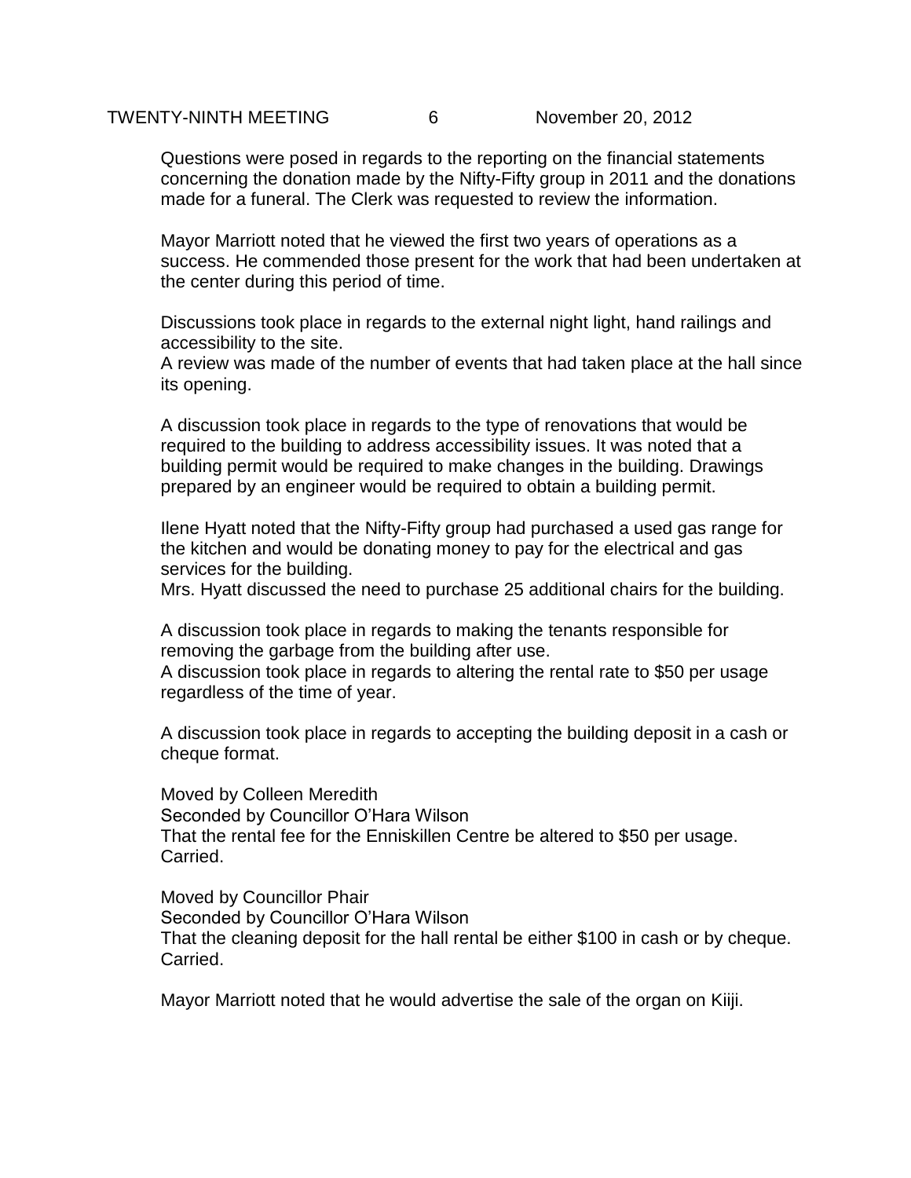Questions were posed in regards to the reporting on the financial statements concerning the donation made by the Nifty-Fifty group in 2011 and the donations made for a funeral. The Clerk was requested to review the information.

Mayor Marriott noted that he viewed the first two years of operations as a success. He commended those present for the work that had been undertaken at the center during this period of time.

Discussions took place in regards to the external night light, hand railings and accessibility to the site.
A review was made of the number of events that had taken place at the hall since its opening.

A discussion took place in regards to the type of renovations that would be required to the building to address accessibility issues. It was noted that a building permit would be required to make changes in the building. Drawings prepared by an engineer would be required to obtain a building permit.

Ilene Hyatt noted that the Nifty-Fifty group had purchased a used gas range for the kitchen and would be donating money to pay for the electrical and gas services for the building.
Mrs. Hyatt discussed the need to purchase 25 additional chairs for the building.

A discussion took place in regards to making the tenants responsible for removing the garbage from the building after use.
A discussion took place in regards to altering the rental rate to $50 per usage regardless of the time of year.

A discussion took place in regards to accepting the building deposit in a cash or cheque format.

Moved by Colleen Meredith
Seconded by Councillor O'Hara Wilson
That the rental fee for the Enniskillen Centre be altered to $50 per usage.
Carried.

Moved by Councillor Phair
Seconded by Councillor O'Hara Wilson
That the cleaning deposit for the hall rental be either $100 in cash or by cheque.
Carried.

Mayor Marriott noted that he would advertise the sale of the organ on Kiiji.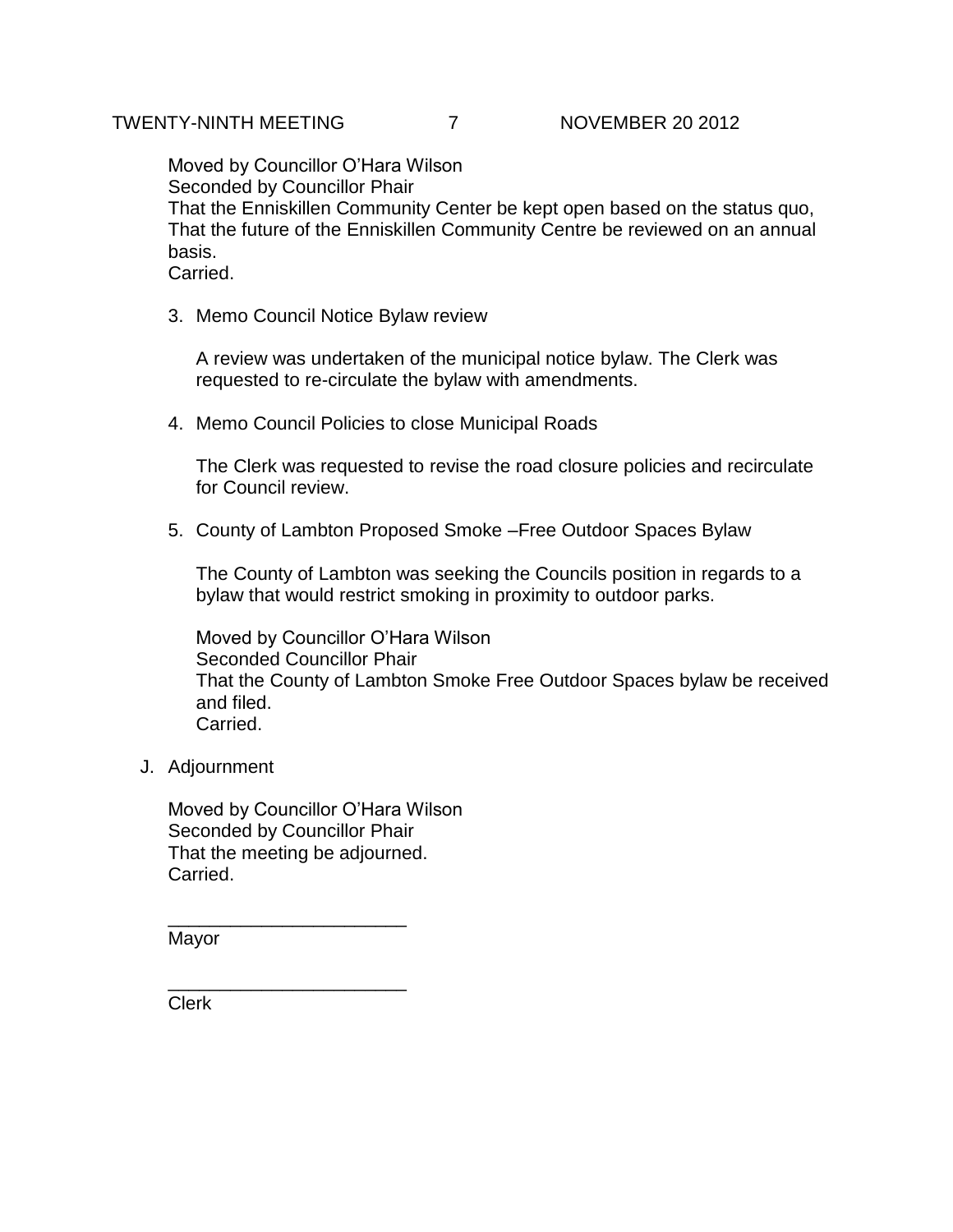Moved by Councillor O'Hara Wilson
Seconded by Councillor Phair
That the Enniskillen Community Center be kept open based on the status quo,
That the future of the Enniskillen Community Centre be reviewed on an annual basis.
Carried.

3. Memo Council Notice Bylaw review

   A review was undertaken of the municipal notice bylaw. The Clerk was requested to re-circulate the bylaw with amendments.

4. Memo Council Policies to close Municipal Roads

   The Clerk was requested to revise the road closure policies and recirculate for Council review.

5. County of Lambton Proposed Smoke –Free Outdoor Spaces Bylaw

   The County of Lambton was seeking the Councils position in regards to a bylaw that would restrict smoking in proximity to outdoor parks.

   Moved by Councillor O'Hara Wilson
   Seconded Councillor Phair
   That the County of Lambton Smoke Free Outdoor Spaces bylaw be received and filed.
   Carried.

J. Adjournment

   Moved by Councillor O'Hara Wilson
   Seconded by Councillor Phair
   That the meeting be adjourned.
   Carried.

   _______________________
   Mayor

   _______________________
   Clerk